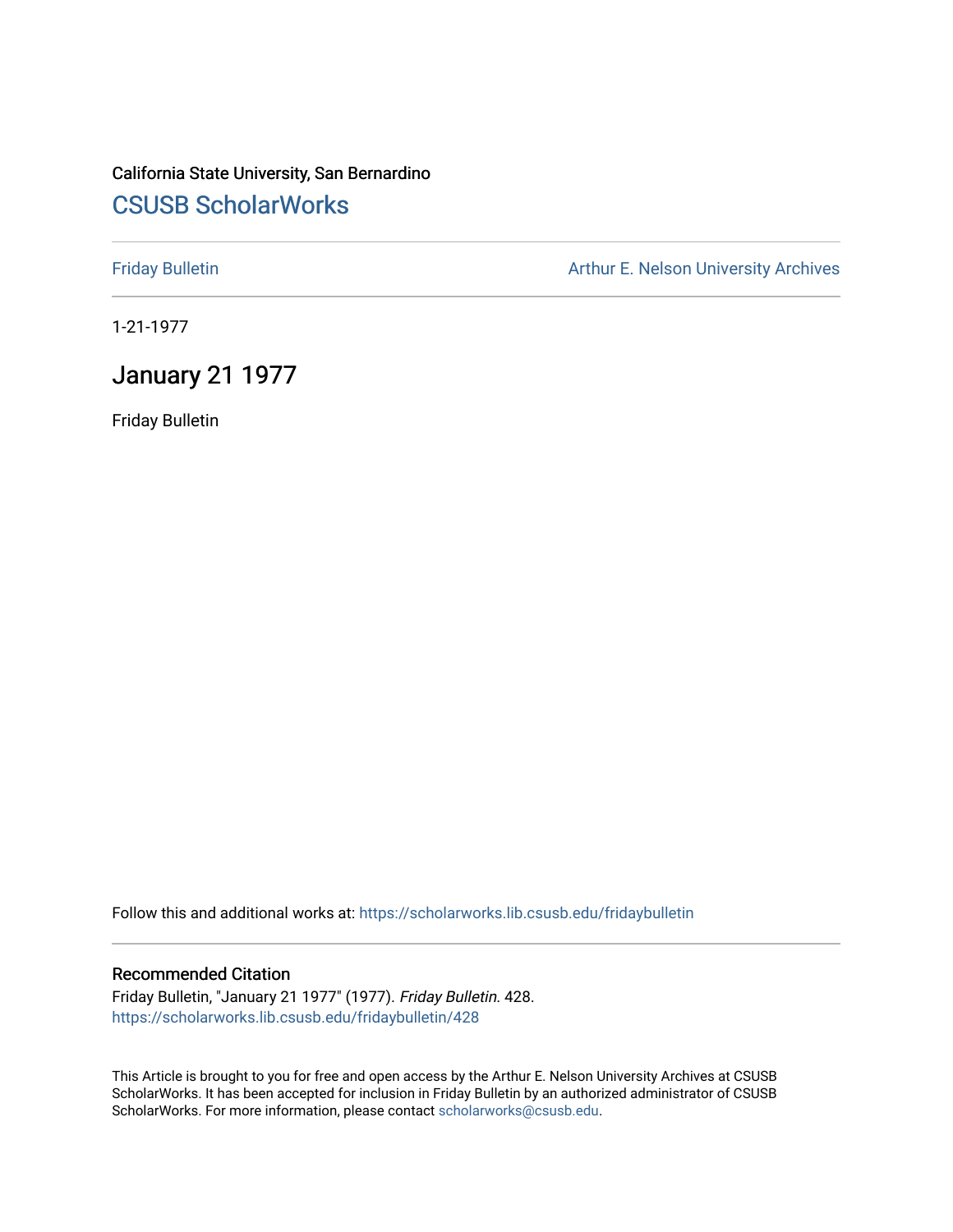California State University, San Bernardino

## CSUSB ScholarWorks

Friday Bulletin

Arthur E. Nelson University Archives

1-21-1977

# January 21 1977

Friday Bulletin

Follow this and additional works at: https://scholarworks.lib.csusb.edu/fridaybulletin

### Recommended Citation

Friday Bulletin, "January 21 1977" (1977). *Friday Bulletin*. 428.
https://scholarworks.lib.csusb.edu/fridaybulletin/428

This Article is brought to you for free and open access by the Arthur E. Nelson University Archives at CSUSB ScholarWorks. It has been accepted for inclusion in Friday Bulletin by an authorized administrator of CSUSB ScholarWorks. For more information, please contact scholarworks@csusb.edu.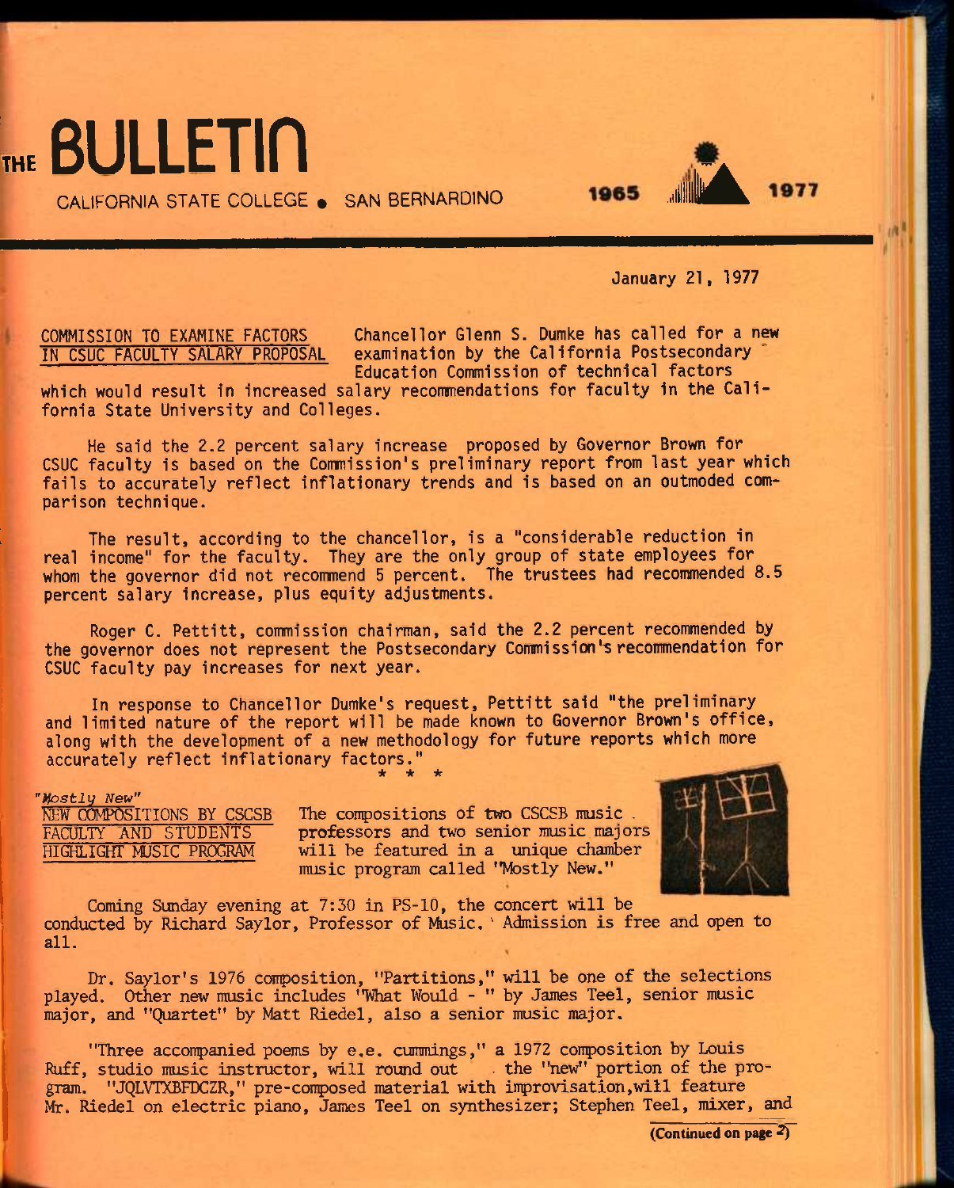# THE BULLETIN

CALIFORNIA STATE COLLEGE • SAN BERNARDINO

1965 1977

January 21, 1977

## COMMISSION TO EXAMINE FACTORS IN CSUC FACULTY SALARY PROPOSAL

Chancellor Glenn S. Dumke has called for a new examination by the California Postsecondary Education Commission of technical factors which would result in increased salary recommendations for faculty in the California State University and Colleges.

He said the 2.2 percent salary increase proposed by Governor Brown for CSUC faculty is based on the Commission's preliminary report from last year which fails to accurately reflect inflationary trends and is based on an outmoded comparison technique.

The result, according to the chancellor, is a "considerable reduction in real income" for the faculty. They are the only group of state employees for whom the governor did not recommend 5 percent. The trustees had recommended 8.5 percent salary increase, plus equity adjustments.

Roger C. Pettitt, commission chairman, said the 2.2 percent recommended by the governor does not represent the Postsecondary Commission's recommendation for CSUC faculty pay increases for next year.

In response to Chancellor Dumke's request, Pettitt said "the preliminary and limited nature of the report will be made known to Governor Brown's office, along with the development of a new methodology for future reports which more accurately reflect inflationary factors."

\* \* \*

*"Mostly New"*

## NEW COMPOSITIONS BY CSCSB FACULTY AND STUDENTS HIGHLIGHT MUSIC PROGRAM

The compositions of two CSCSB music professors and two senior music majors will be featured in a unique chamber music program called "Mostly New."

Coming Sunday evening at 7:30 in PS-10, the concert will be conducted by Richard Saylor, Professor of Music. Admission is free and open to all.

Dr. Saylor's 1976 composition, "Partitions," will be one of the selections played. Other new music includes "What Would - " by James Teel, senior music major, and "Quartet" by Matt Riedel, also a senior music major.

"Three accompanied poems by e.e. cummings," a 1972 composition by Louis Ruff, studio music instructor, will round out the "new" portion of the program. "JQLVTXBFDCZR," pre-composed material with improvisation, will feature Mr. Riedel on electric piano, James Teel on synthesizer; Stephen Teel, mixer, and

(Continued on page 2)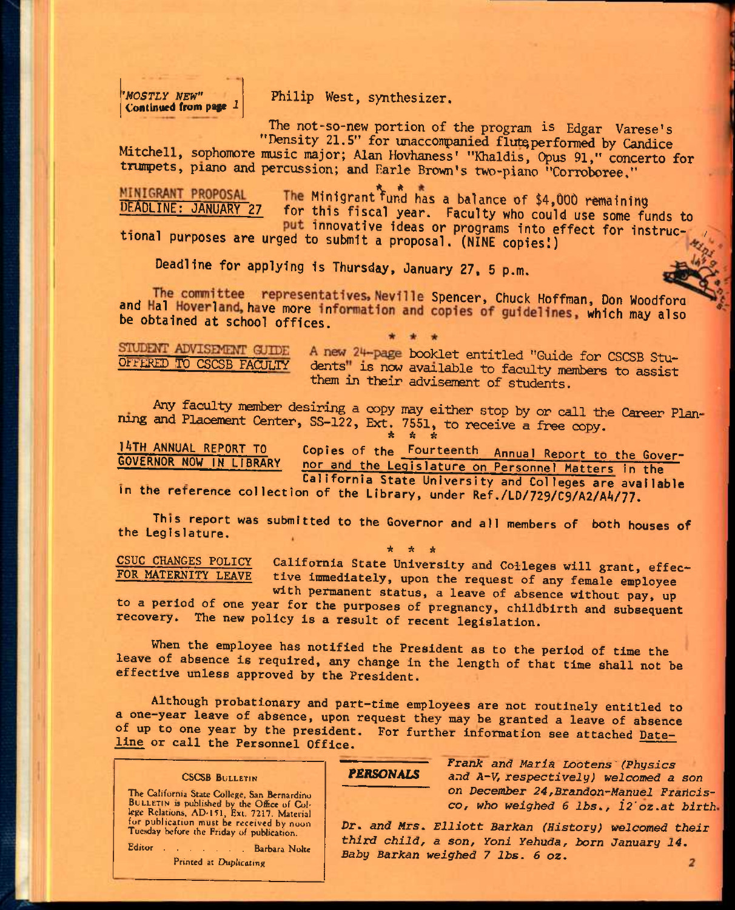*"MOSTLY NEW"*
**Continued from page 1**

Philip West, synthesizer.

The not-so-new portion of the program is Edgar Varese's "Density 21.5" for unaccompanied flute performed by Candice Mitchell, sophomore music major; Alan Hovhaness' "Khaldis, Opus 91," concerto for trumpets, piano and percussion; and Earle Brown's two-piano "Corroboree."

\* \* \*

**MINIGRANT PROPOSAL DEADLINE: JANUARY 27**

The Minigrant Fund has a balance of $4,000 remaining for this fiscal year. Faculty who could use some funds to put innovative ideas or programs into effect for instructional purposes are urged to submit a proposal. (NINE copies!)

Deadline for applying is Thursday, January 27, 5 p.m.

The committee representatives, Neville Spencer, Chuck Hoffman, Don Woodford and Hal Hoverland, have more information and copies of guidelines, which may also be obtained at school offices.

\* \* \*

**STUDENT ADVISEMENT GUIDE OFFERED TO CSCSB FACULTY**

A new 24-page booklet entitled "Guide for CSCSB Students" is now available to faculty members to assist them in their advisement of students.

Any faculty member desiring a copy may either stop by or call the Career Planning and Placement Center, SS-122, Ext. 7551, to receive a free copy.

\* \* \*

**14TH ANNUAL REPORT TO GOVERNOR NOW IN LIBRARY**

Copies of the Fourteenth Annual Report to the Governor and the Legislature on Personnel Matters in the California State University and Colleges are available in the reference collection of the Library, under Ref./LD/729/C9/A2/A4/77.

This report was submitted to the Governor and all members of both houses of the Legislature.

\* \* \*

**CSUC CHANGES POLICY FOR MATERNITY LEAVE**

California State University and Colleges will grant, effective immediately, upon the request of any female employee with permanent status, a leave of absence without pay, up to a period of one year for the purposes of pregnancy, childbirth and subsequent recovery. The new policy is a result of recent legislation.

When the employee has notified the President as to the period of time the leave of absence is required, any change in the length of that time shall not be effective unless approved by the President.

Although probationary and part-time employees are not routinely entitled to a one-year leave of absence, upon request they may be granted a leave of absence of up to one year by the president. For further information see attached Dateline or call the Personnel Office.

**CSCSB BULLETIN**

The California State College, San Bernardino BULLETIN is published by the Office of College Relations, AD-151, Ext. 7217. Material for publication must be received by noon Tuesday before the Friday of publication.

Editor . . . . . . . Barbara Nolte

Printed at *Duplicating*

**PERSONALS**

*Frank and Maria Lootens (Physics and A-V, respectively) welcomed a son on December 24, Brandon-Manuel Francisco, who weighed 6 lbs., 12 oz. at birth.*

*Dr. and Mrs. Elliott Barkan (History) welcomed their third child, a son, Yoni Yehuda, born January 14. Baby Barkan weighed 7 lbs. 6 oz.*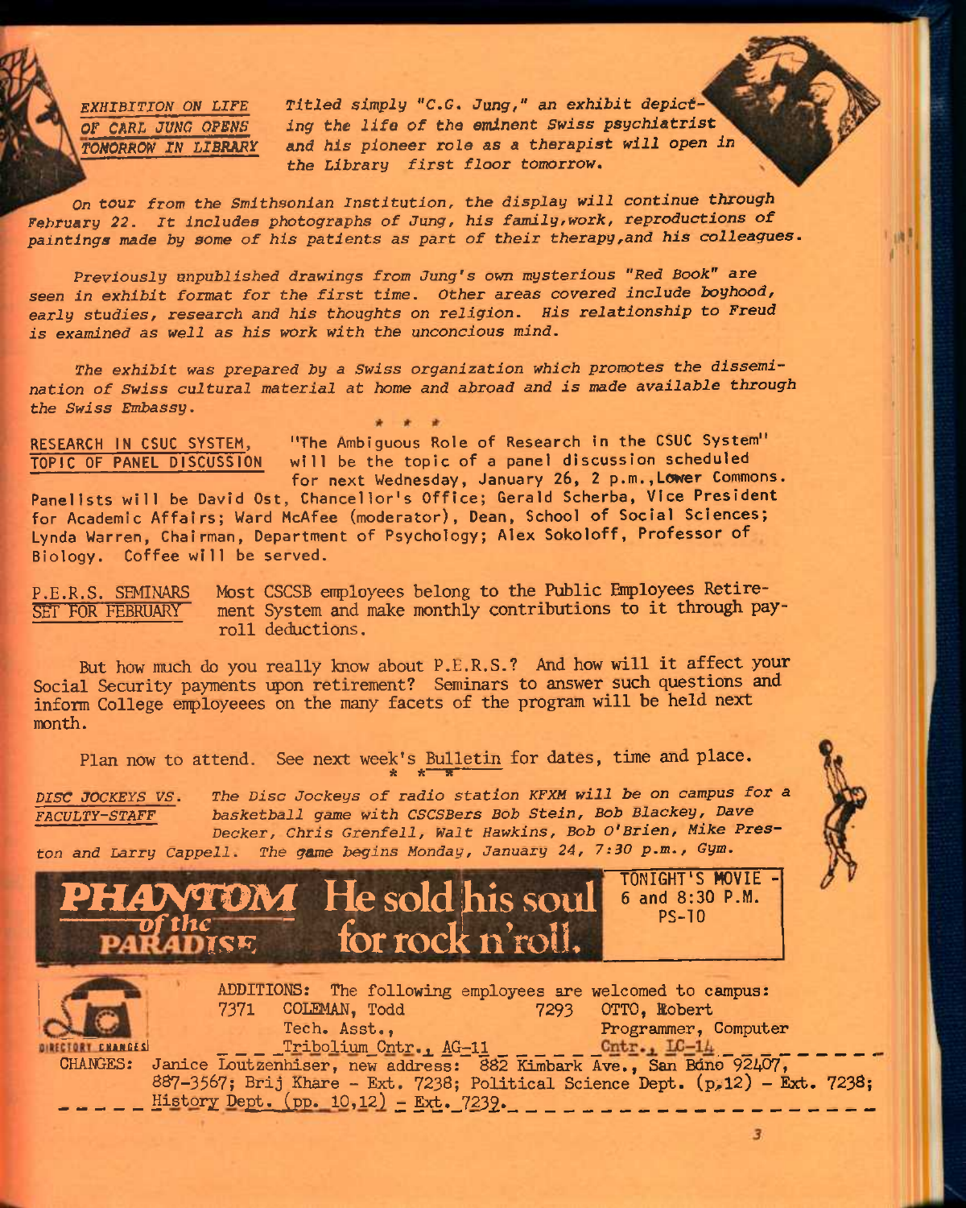## EXHIBITION ON LIFE OF CARL JUNG OPENS TOMORROW IN LIBRARY

*Titled simply "C.G. Jung," an exhibit depicting the life of the eminent Swiss psychiatrist and his pioneer role as a therapist will open in the Library first floor tomorrow.*

*On tour from the Smithsonian Institution, the display will continue through February 22. It includes photographs of Jung, his family, work, reproductions of paintings made by some of his patients as part of their therapy, and his colleagues.*

*Previously unpublished drawings from Jung's own mysterious "Red Book" are seen in exhibit format for the first time. Other areas covered include boyhood, early studies, research and his thoughts on religion. His relationship to Freud is examined as well as his work with the unconcious mind.*

*The exhibit was prepared by a Swiss organization which promotes the dissemination of Swiss cultural material at home and abroad and is made available through the Swiss Embassy.*

\* \* \*

## RESEARCH IN CSUC SYSTEM, TOPIC OF PANEL DISCUSSION

"The Ambiguous Role of Research in the CSUC System" will be the topic of a panel discussion scheduled for next Wednesday, January 26, 2 p.m., Lower Commons. Panelists will be David Ost, Chancellor's Office; Gerald Scherba, Vice President for Academic Affairs; Ward McAfee (moderator), Dean, School of Social Sciences; Lynda Warren, Chairman, Department of Psychology; Alex Sokoloff, Professor of Biology. Coffee will be served.

## P.E.R.S. SEMINARS SET FOR FEBRUARY

Most CSCSB employees belong to the Public Employees Retirement System and make monthly contributions to it through payroll deductions.

But how much do you really know about P.E.R.S.? And how will it affect your Social Security payments upon retirement? Seminars to answer such questions and inform College employeees on the many facets of the program will be held next month.

Plan now to attend. See next week's Bulletin for dates, time and place.

\* \* \*

## DISC JOCKEYS VS. FACULTY-STAFF

*The Disc Jockeys of radio station KFXM will be on campus for a basketball game with CSCSBers Bob Stein, Bob Blackey, Dave Decker, Chris Grenfell, Walt Hawkins, Bob O'Brien, Mike Preston and Larry Cappell. The game begins Monday, January 24, 7:30 p.m., Gym.*

**PHANTOM of the PARADISE** — He sold his soul for rock n'roll.

TONIGHT'S MOVIE - 6 and 8:30 P.M. PS-10

## DIRECTORY CHANGES

ADDITIONS: The following employees are welcomed to campus:

7371 COLEMAN, Todd — Tech. Asst., Tribolium Cntr., AG-11

7293 OTTO, Robert — Programmer, Computer Cntr., LC-14

CHANGES: Janice Loutzenhiser, new address: 882 Kimbark Ave., San Bdno 92407, 887-3567; Brij Khare - Ext. 7238; Political Science Dept. (p.12) - Ext. 7238; History Dept. (pp. 10,12) - Ext. 7239.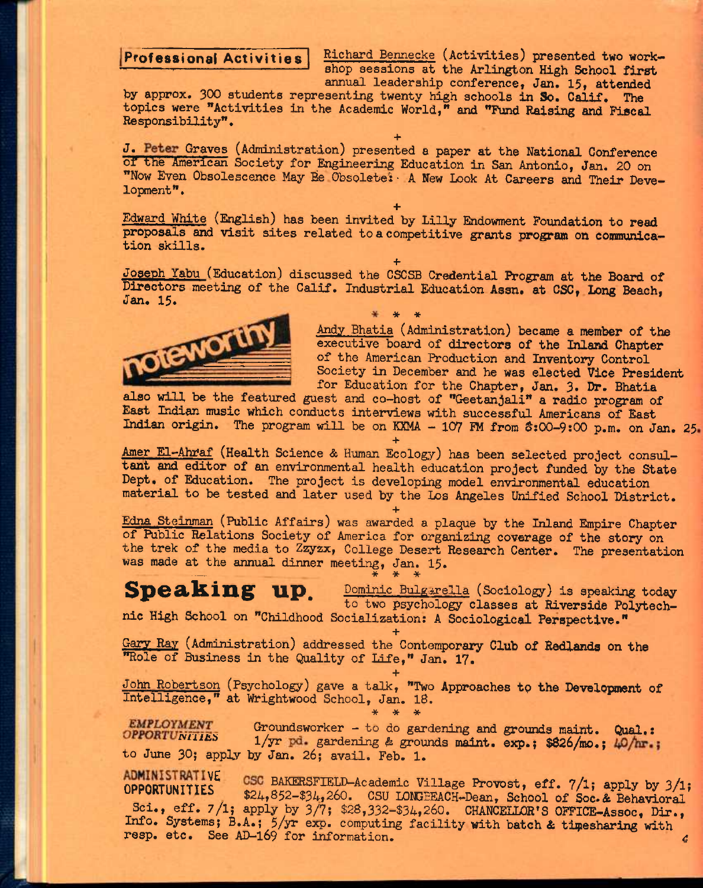## Professional Activities

Richard Bennecke (Activities) presented two workshop sessions at the Arlington High School first annual leadership conference, Jan. 15, attended by approx. 300 students representing twenty high schools in So. Calif. The topics were "Activities in the Academic World," and "Fund Raising and Fiscal Responsibility".

+

J. Peter Graves (Administration) presented a paper at the National Conference of the American Society for Engineering Education in San Antonio, Jan. 20 on "Now Even Obsolescence May Be Obsolete: A New Look At Careers and Their Development".

+

Edward White (English) has been invited by Lilly Endowment Foundation to read proposals and visit sites related to a competitive grants program on communication skills.

+

Joseph Yabu (Education) discussed the CSCSB Credential Program at the Board of Directors meeting of the Calif. Industrial Education Assn. at CSC, Long Beach, Jan. 15.

\* \* \*

## noteworthy

Andy Bhatia (Administration) became a member of the executive board of directors of the Inland Chapter of the American Production and Inventory Control Society in December and he was elected Vice President for Education for the Chapter, Jan. 3. Dr. Bhatia also will be the featured guest and co-host of "Geetanjali" a radio program of East Indian music which conducts interviews with successful Americans of East Indian origin. The program will be on KXMA - 107 FM from 8:00-9:00 p.m. on Jan. 25.

+

Amer El-Ahraf (Health Science & Human Ecology) has been selected project consultant and editor of an environmental health education project funded by the State Dept. of Education. The project is developing model environmental education material to be tested and later used by the Los Angeles Unified School District.

+

Edna Steinman (Public Affairs) was awarded a plaque by the Inland Empire Chapter of Public Relations Society of America for organizing coverage of the story on the trek of the media to Zzyzx, College Desert Research Center. The presentation was made at the annual dinner meeting, Jan. 15.

\* \* \*

## Speaking up.

Dominic Bulgarella (Sociology) is speaking today to two psychology classes at Riverside Polytechnic High School on "Childhood Socialization: A Sociological Perspective."

+

Gary Ray (Administration) addressed the Contemporary Club of Redlands on the "Role of Business in the Quality of Life," Jan. 17.

+

John Robertson (Psychology) gave a talk, "Two Approaches to the Development of Intelligence," at Wrightwood School, Jan. 18.

\* \* \*

*EMPLOYMENT OPPORTUNITIES* Groundsworker - to do gardening and grounds maint. Qual.: 1/yr pd. gardening & grounds maint. exp.; $826/mo.; 40/hr.; to June 30; apply by Jan. 26; avail. Feb. 1.

**ADMINISTRATIVE OPPORTUNITIES** CSC BAKERSFIELD-Academic Village Provost, eff. 7/1; apply by 3/1; $24,852-$34,260. CSU LONGBEACH-Dean, School of Soc.& Behavioral Sci., eff. 7/1; apply by 3/7; $28,332-$34,260. CHANCELLOR'S OFFICE-Assoc. Dir., Info. Systems; B.A.; 5/yr exp. computing facility with batch & timesharing with resp. etc. See AD-169 for information.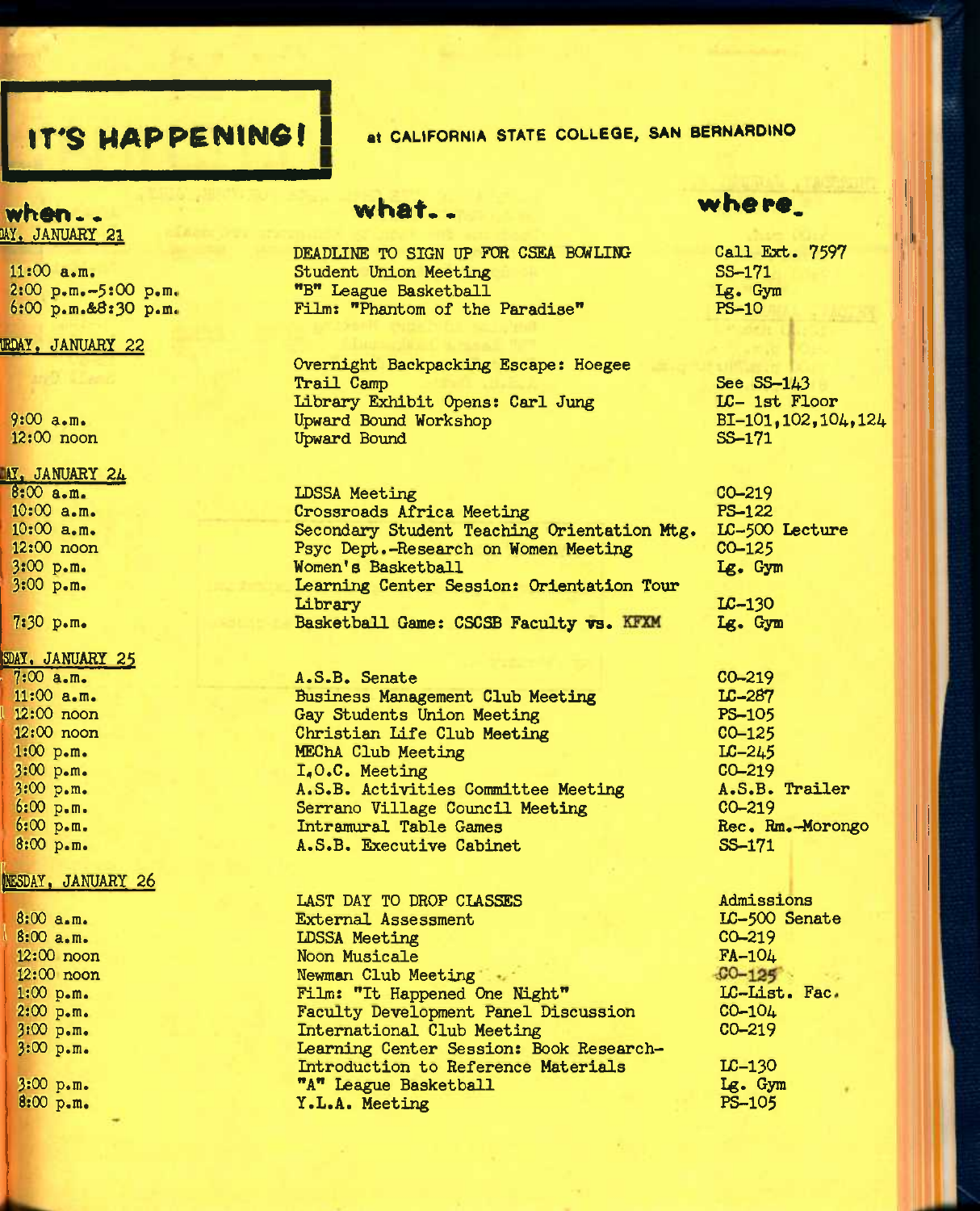# IT'S HAPPENING! at CALIFORNIA STATE COLLEGE, SAN BERNARDINO

| when.. | what.. | where. |
|---|---|---|
| **AY, JANUARY 21** | | |
| | DEADLINE TO SIGN UP FOR CSEA BOWLING | Call Ext. 7597 |
| 11:00 a.m. | Student Union Meeting | SS-171 |
| 2:00 p.m.-5:00 p.m. | "B" League Basketball | Lg. Gym |
| 6:00 p.m.&8:30 p.m. | Film: "Phantom of the Paradise" | PS-10 |
| **RDAY, JANUARY 22** | | |
| | Overnight Backpacking Escape: Hoegee Trail Camp | See SS-143 |
| | Library Exhibit Opens: Carl Jung | LC- 1st Floor |
| 9:00 a.m. | Upward Bound Workshop | BI-101,102,104,124 |
| 12:00 noon | Upward Bound | SS-171 |
| **AY, JANUARY 24** | | |
| 8:00 a.m. | LDSSA Meeting | CO-219 |
| 10:00 a.m. | Crossroads Africa Meeting | PS-122 |
| 10:00 a.m. | Secondary Student Teaching Orientation Mtg. | LC-500 Lecture |
| 12:00 noon | Psyc Dept.-Research on Women Meeting | CO-125 |
| 3:00 p.m. | Women's Basketball | Lg. Gym |
| 3:00 p.m. | Learning Center Session: Orientation Tour Library | LC-130 |
| 7:30 p.m. | Basketball Game: CSCSB Faculty vs. KFXM | Lg. Gym |
| **SDAY, JANUARY 25** | | |
| 7:00 a.m. | A.S.B. Senate | CO-219 |
| 11:00 a.m. | Business Management Club Meeting | LC-287 |
| 12:00 noon | Gay Students Union Meeting | PS-105 |
| 12:00 noon | Christian Life Club Meeting | CO-125 |
| 1:00 p.m. | MEChA Club Meeting | LC-245 |
| 3:00 p.m. | I.O.C. Meeting | CO-219 |
| 3:00 p.m. | A.S.B. Activities Committee Meeting | A.S.B. Trailer |
| 6:00 p.m. | Serrano Village Council Meeting | CO-219 |
| 6:00 p.m. | Intramural Table Games | Rec. Rm.-Morongo |
| 8:00 p.m. | A.S.B. Executive Cabinet | SS-171 |
| **NESDAY, JANUARY 26** | | |
| | LAST DAY TO DROP CLASSES | Admissions |
| 8:00 a.m. | External Assessment | LC-500 Senate |
| 8:00 a.m. | LDSSA Meeting | CO-219 |
| 12:00 noon | Noon Musicale | FA-104 |
| 12:00 noon | Newman Club Meeting | CO-125 |
| 1:00 p.m. | Film: "It Happened One Night" | LC-List. Fac. |
| 2:00 p.m. | Faculty Development Panel Discussion | CO-104 |
| 3:00 p.m. | International Club Meeting | CO-219 |
| 3:00 p.m. | Learning Center Session: Book Research-Introduction to Reference Materials | LC-130 |
| 3:00 p.m. | "A" League Basketball | Lg. Gym |
| 8:00 p.m. | Y.L.A. Meeting | PS-105 |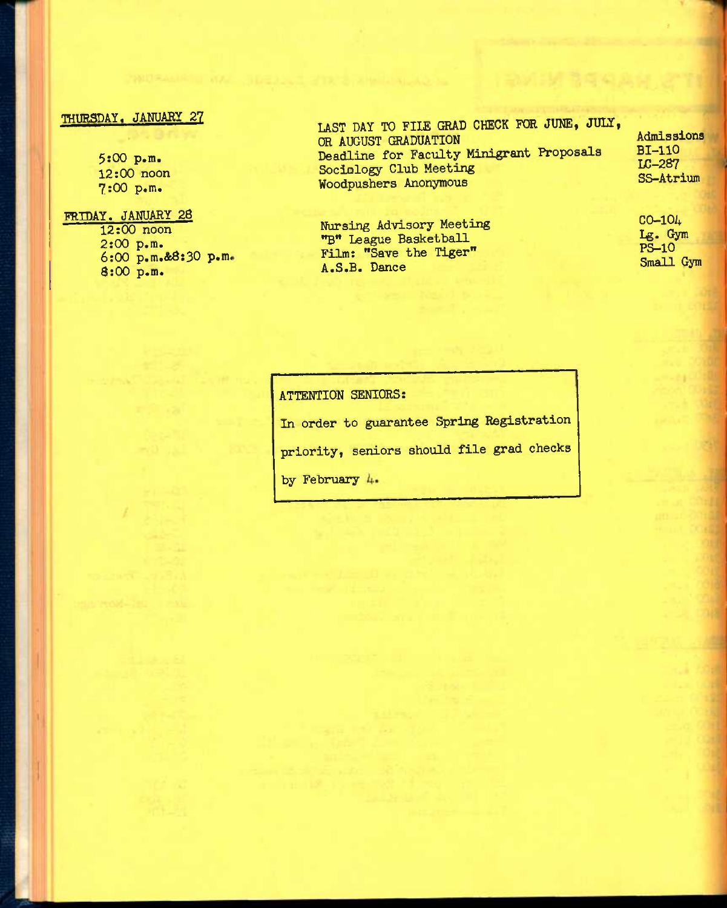**THURSDAY, JANUARY 27**

| | | |
|---|---|---|
| | LAST DAY TO FILE GRAD CHECK FOR JUNE, JULY, OR AUGUST GRADUATION | Admissions |
| 5:00 p.m. | Deadline for Faculty Minigrant Proposals | BI-110 |
| 12:00 noon | Sociology Club Meeting | LC-287 |
| 7:00 p.m. | Woodpushers Anonymous | SS-Atrium |

**FRIDAY, JANUARY 28**

| | | |
|---|---|---|
| 12:00 noon | Nursing Advisory Meeting | CO-104 |
| 2:00 p.m. | "B" League Basketball | Lg. Gym |
| 6:00 p.m.&8:30 p.m. | Film: "Save the Tiger" | PS-10 |
| 8:00 p.m. | A.S.B. Dance | Small Gym |

ATTENTION SENIORS:

In order to guarantee Spring Registration priority, seniors should file grad checks by February 4.